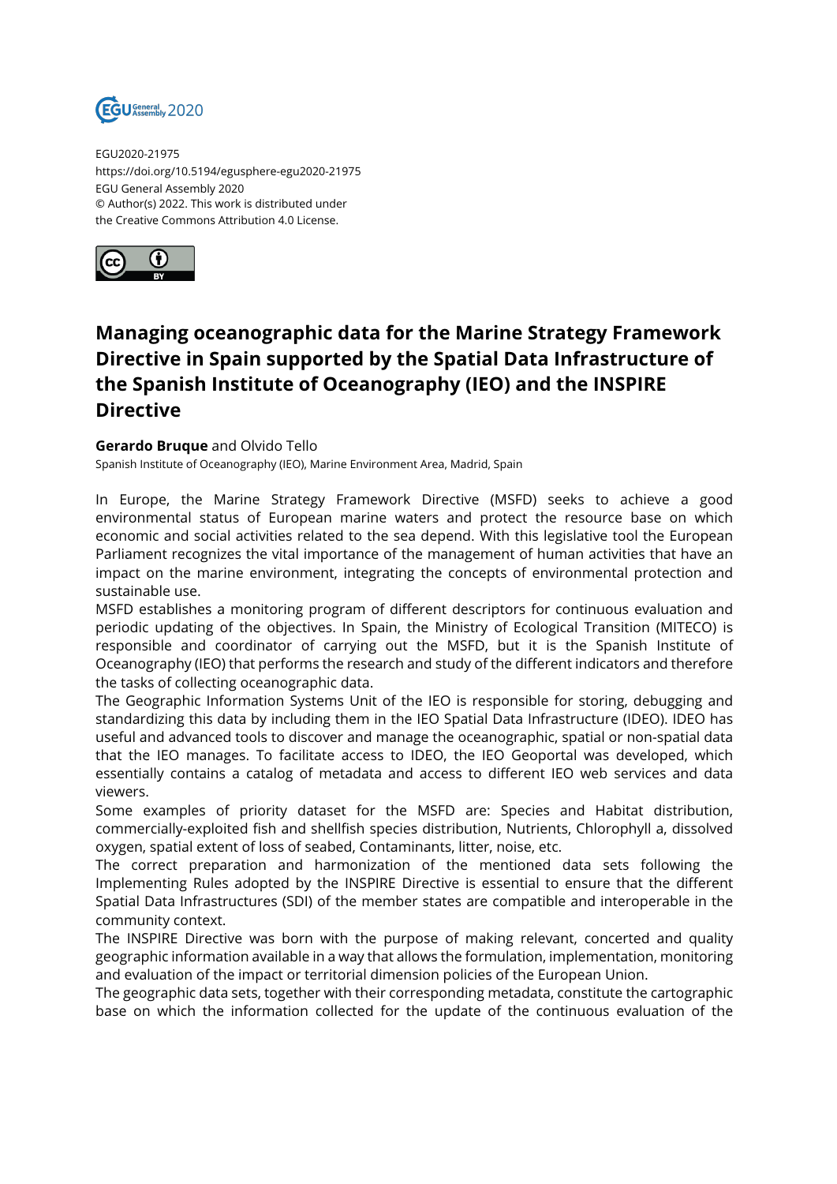EGU2020-21975
https://doi.org/10.5194/egusphere-egu2020-21975
EGU General Assembly 2020
© Author(s) 2022. This work is distributed under
the Creative Commons Attribution 4.0 License.

# Managing oceanographic data for the Marine Strategy Framework Directive in Spain supported by the Spatial Data Infrastructure of the Spanish Institute of Oceanography (IEO) and the INSPIRE Directive

**Gerardo Bruque** and Olvido Tello

Spanish Institute of Oceanography (IEO), Marine Environment Area, Madrid, Spain

In Europe, the Marine Strategy Framework Directive (MSFD) seeks to achieve a good environmental status of European marine waters and protect the resource base on which economic and social activities related to the sea depend. With this legislative tool the European Parliament recognizes the vital importance of the management of human activities that have an impact on the marine environment, integrating the concepts of environmental protection and sustainable use.

MSFD establishes a monitoring program of different descriptors for continuous evaluation and periodic updating of the objectives. In Spain, the Ministry of Ecological Transition (MITECO) is responsible and coordinator of carrying out the MSFD, but it is the Spanish Institute of Oceanography (IEO) that performs the research and study of the different indicators and therefore the tasks of collecting oceanographic data.

The Geographic Information Systems Unit of the IEO is responsible for storing, debugging and standardizing this data by including them in the IEO Spatial Data Infrastructure (IDEO). IDEO has useful and advanced tools to discover and manage the oceanographic, spatial or non-spatial data that the IEO manages. To facilitate access to IDEO, the IEO Geoportal was developed, which essentially contains a catalog of metadata and access to different IEO web services and data viewers.

Some examples of priority dataset for the MSFD are: Species and Habitat distribution, commercially-exploited fish and shellfish species distribution, Nutrients, Chlorophyll a, dissolved oxygen, spatial extent of loss of seabed, Contaminants, litter, noise, etc.

The correct preparation and harmonization of the mentioned data sets following the Implementing Rules adopted by the INSPIRE Directive is essential to ensure that the different Spatial Data Infrastructures (SDI) of the member states are compatible and interoperable in the community context.

The INSPIRE Directive was born with the purpose of making relevant, concerted and quality geographic information available in a way that allows the formulation, implementation, monitoring and evaluation of the impact or territorial dimension policies of the European Union.

The geographic data sets, together with their corresponding metadata, constitute the cartographic base on which the information collected for the update of the continuous evaluation of the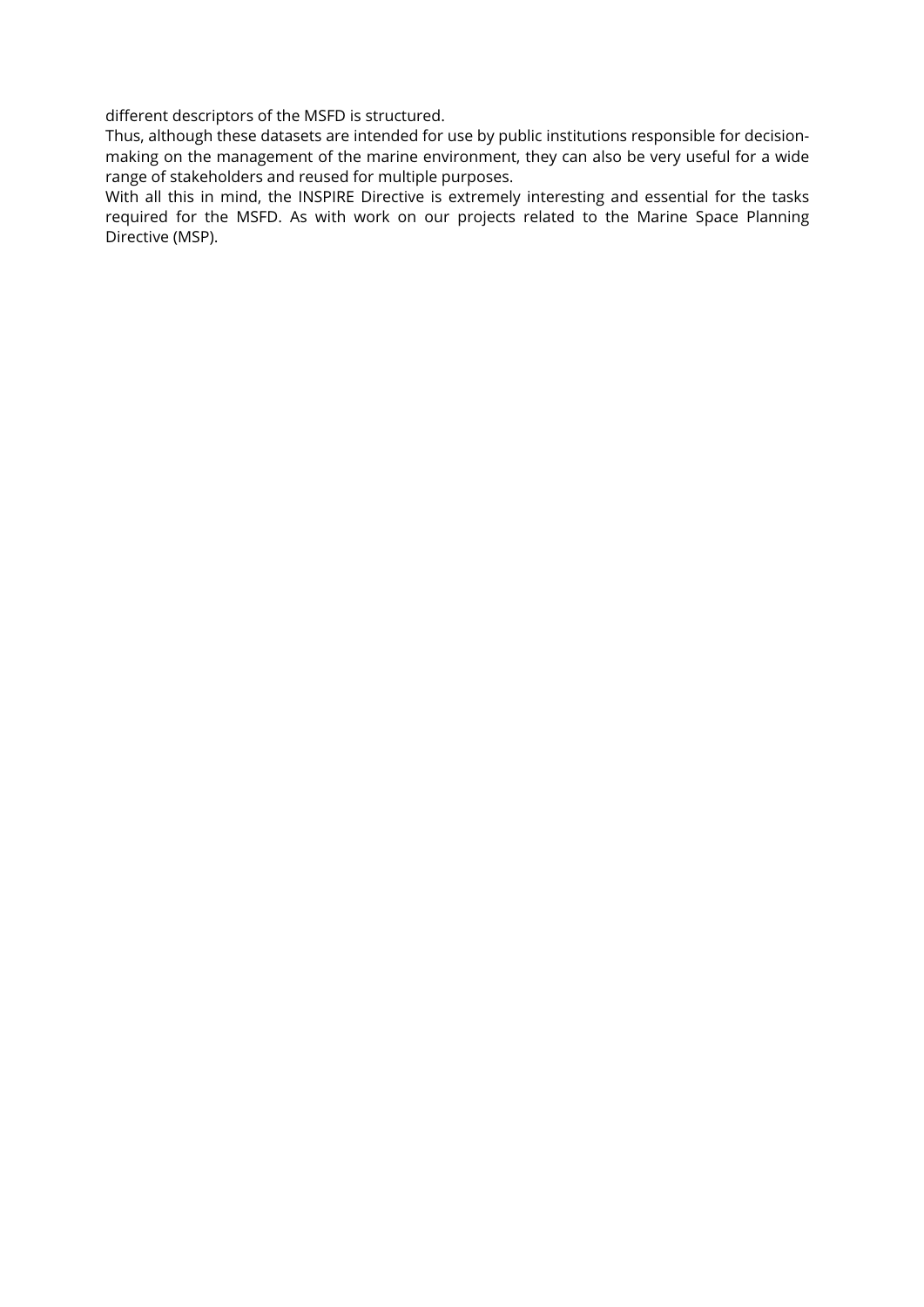different descriptors of the MSFD is structured.

Thus, although these datasets are intended for use by public institutions responsible for decision-making on the management of the marine environment, they can also be very useful for a wide range of stakeholders and reused for multiple purposes.

With all this in mind, the INSPIRE Directive is extremely interesting and essential for the tasks required for the MSFD. As with work on our projects related to the Marine Space Planning Directive (MSP).